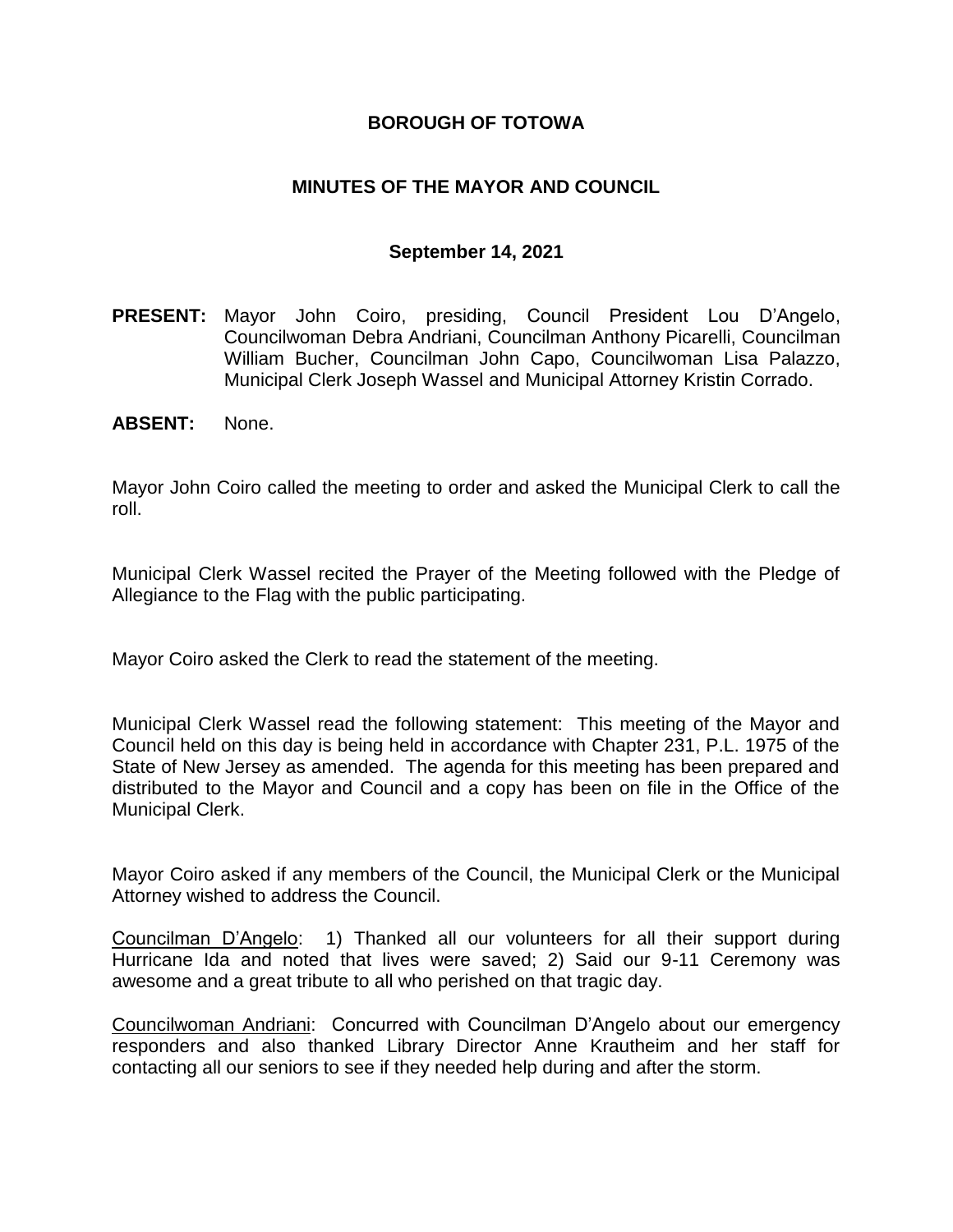# BOROUGH OF TOTOWA

## MINUTES OF THE MAYOR AND COUNCIL

### September 14, 2021

**PRESENT:** Mayor John Coiro, presiding, Council President Lou D'Angelo, Councilwoman Debra Andriani, Councilman Anthony Picarelli, Councilman William Bucher, Councilman John Capo, Councilwoman Lisa Palazzo, Municipal Clerk Joseph Wassel and Municipal Attorney Kristin Corrado.

**ABSENT:** None.

Mayor John Coiro called the meeting to order and asked the Municipal Clerk to call the roll.

Municipal Clerk Wassel recited the Prayer of the Meeting followed with the Pledge of Allegiance to the Flag with the public participating.

Mayor Coiro asked the Clerk to read the statement of the meeting.

Municipal Clerk Wassel read the following statement: This meeting of the Mayor and Council held on this day is being held in accordance with Chapter 231, P.L. 1975 of the State of New Jersey as amended. The agenda for this meeting has been prepared and distributed to the Mayor and Council and a copy has been on file in the Office of the Municipal Clerk.

Mayor Coiro asked if any members of the Council, the Municipal Clerk or the Municipal Attorney wished to address the Council.

<u>Councilman D'Angelo</u>: 1) Thanked all our volunteers for all their support during Hurricane Ida and noted that lives were saved; 2) Said our 9-11 Ceremony was awesome and a great tribute to all who perished on that tragic day.

<u>Councilwoman Andriani</u>: Concurred with Councilman D'Angelo about our emergency responders and also thanked Library Director Anne Krautheim and her staff for contacting all our seniors to see if they needed help during and after the storm.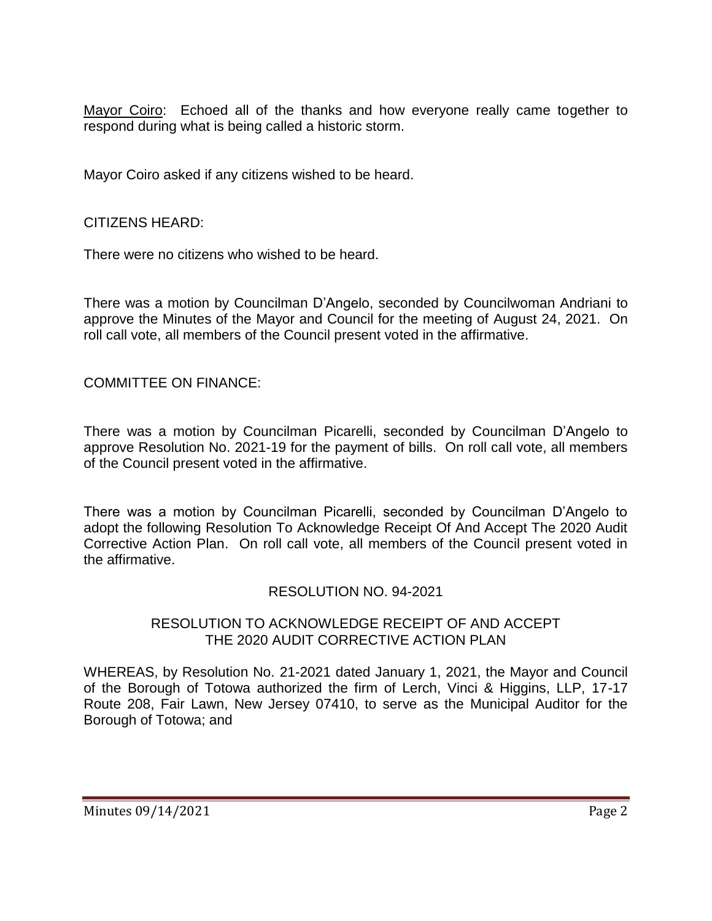Mayor Coiro: Echoed all of the thanks and how everyone really came together to respond during what is being called a historic storm.

Mayor Coiro asked if any citizens wished to be heard.

CITIZENS HEARD:

There were no citizens who wished to be heard.

There was a motion by Councilman D'Angelo, seconded by Councilwoman Andriani to approve the Minutes of the Mayor and Council for the meeting of August 24, 2021. On roll call vote, all members of the Council present voted in the affirmative.

COMMITTEE ON FINANCE:

There was a motion by Councilman Picarelli, seconded by Councilman D'Angelo to approve Resolution No. 2021-19 for the payment of bills. On roll call vote, all members of the Council present voted in the affirmative.

There was a motion by Councilman Picarelli, seconded by Councilman D'Angelo to adopt the following Resolution To Acknowledge Receipt Of And Accept The 2020 Audit Corrective Action Plan. On roll call vote, all members of the Council present voted in the affirmative.

RESOLUTION NO. 94-2021

RESOLUTION TO ACKNOWLEDGE RECEIPT OF AND ACCEPT THE 2020 AUDIT CORRECTIVE ACTION PLAN

WHEREAS, by Resolution No. 21-2021 dated January 1, 2021, the Mayor and Council of the Borough of Totowa authorized the firm of Lerch, Vinci & Higgins, LLP, 17-17 Route 208, Fair Lawn, New Jersey 07410, to serve as the Municipal Auditor for the Borough of Totowa; and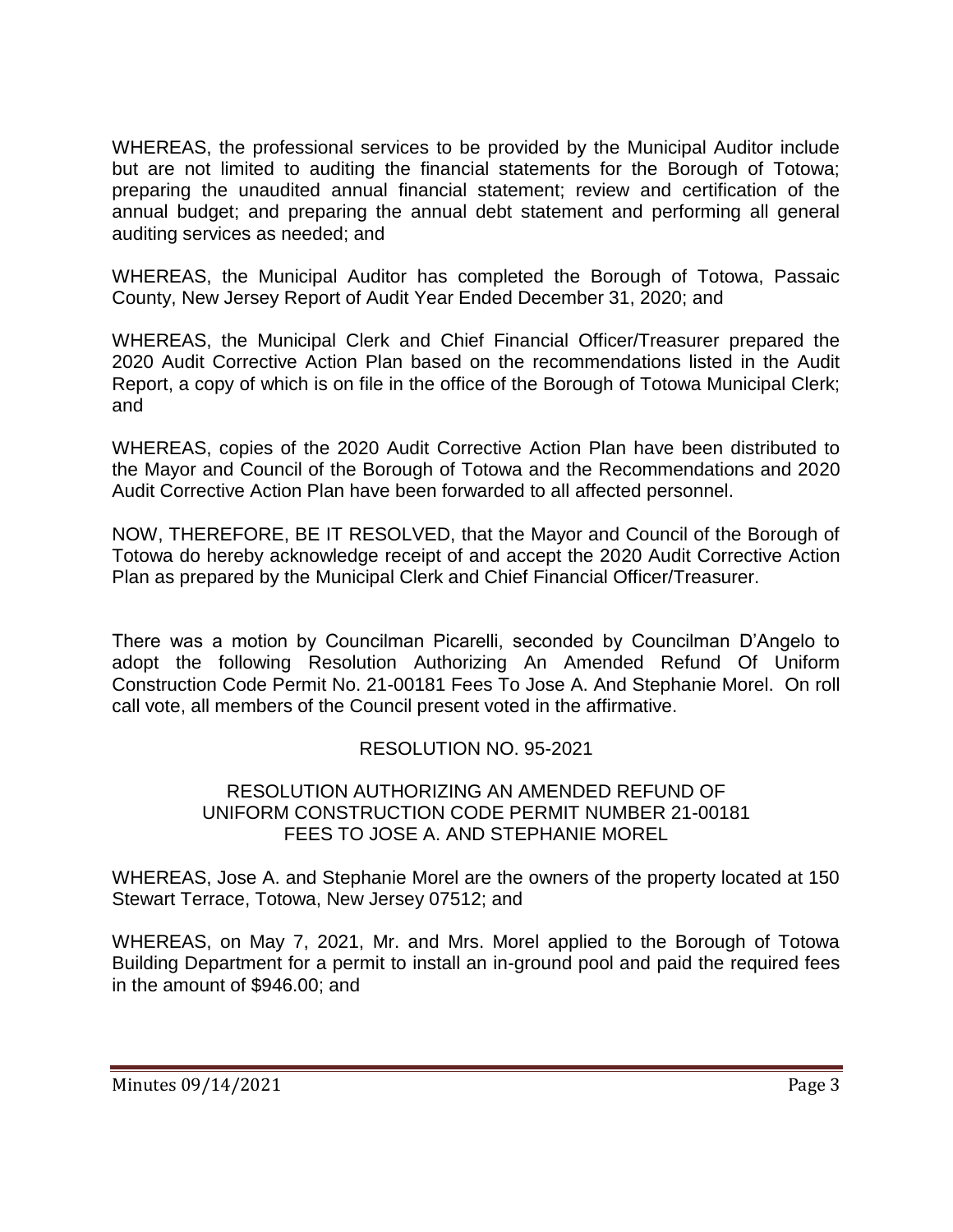WHEREAS, the professional services to be provided by the Municipal Auditor include but are not limited to auditing the financial statements for the Borough of Totowa; preparing the unaudited annual financial statement; review and certification of the annual budget; and preparing the annual debt statement and performing all general auditing services as needed; and

WHEREAS, the Municipal Auditor has completed the Borough of Totowa, Passaic County, New Jersey Report of Audit Year Ended December 31, 2020; and

WHEREAS, the Municipal Clerk and Chief Financial Officer/Treasurer prepared the 2020 Audit Corrective Action Plan based on the recommendations listed in the Audit Report, a copy of which is on file in the office of the Borough of Totowa Municipal Clerk; and

WHEREAS, copies of the 2020 Audit Corrective Action Plan have been distributed to the Mayor and Council of the Borough of Totowa and the Recommendations and 2020 Audit Corrective Action Plan have been forwarded to all affected personnel.

NOW, THEREFORE, BE IT RESOLVED, that the Mayor and Council of the Borough of Totowa do hereby acknowledge receipt of and accept the 2020 Audit Corrective Action Plan as prepared by the Municipal Clerk and Chief Financial Officer/Treasurer.

There was a motion by Councilman Picarelli, seconded by Councilman D'Angelo to adopt the following Resolution Authorizing An Amended Refund Of Uniform Construction Code Permit No. 21-00181 Fees To Jose A. And Stephanie Morel. On roll call vote, all members of the Council present voted in the affirmative.

RESOLUTION NO. 95-2021

RESOLUTION AUTHORIZING AN AMENDED REFUND OF UNIFORM CONSTRUCTION CODE PERMIT NUMBER 21-00181 FEES TO JOSE A. AND STEPHANIE MOREL

WHEREAS, Jose A. and Stephanie Morel are the owners of the property located at 150 Stewart Terrace, Totowa, New Jersey 07512; and

WHEREAS, on May 7, 2021, Mr. and Mrs. Morel applied to the Borough of Totowa Building Department for a permit to install an in-ground pool and paid the required fees in the amount of $946.00; and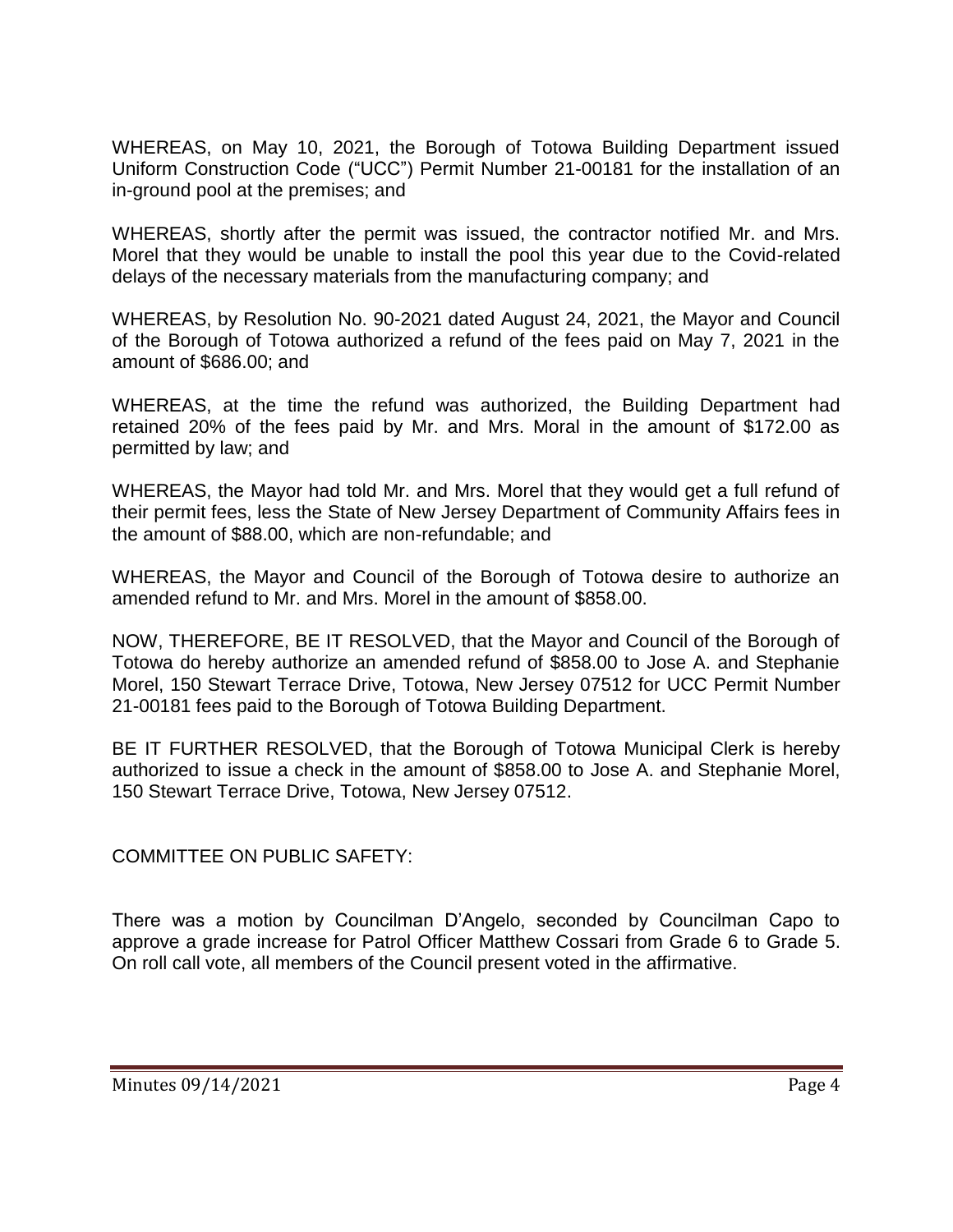WHEREAS, on May 10, 2021, the Borough of Totowa Building Department issued Uniform Construction Code ("UCC") Permit Number 21-00181 for the installation of an in-ground pool at the premises; and

WHEREAS, shortly after the permit was issued, the contractor notified Mr. and Mrs. Morel that they would be unable to install the pool this year due to the Covid-related delays of the necessary materials from the manufacturing company; and

WHEREAS, by Resolution No. 90-2021 dated August 24, 2021, the Mayor and Council of the Borough of Totowa authorized a refund of the fees paid on May 7, 2021 in the amount of $686.00; and

WHEREAS, at the time the refund was authorized, the Building Department had retained 20% of the fees paid by Mr. and Mrs. Moral in the amount of $172.00 as permitted by law; and

WHEREAS, the Mayor had told Mr. and Mrs. Morel that they would get a full refund of their permit fees, less the State of New Jersey Department of Community Affairs fees in the amount of $88.00, which are non-refundable; and

WHEREAS, the Mayor and Council of the Borough of Totowa desire to authorize an amended refund to Mr. and Mrs. Morel in the amount of $858.00.

NOW, THEREFORE, BE IT RESOLVED, that the Mayor and Council of the Borough of Totowa do hereby authorize an amended refund of $858.00 to Jose A. and Stephanie Morel, 150 Stewart Terrace Drive, Totowa, New Jersey 07512 for UCC Permit Number 21-00181 fees paid to the Borough of Totowa Building Department.

BE IT FURTHER RESOLVED, that the Borough of Totowa Municipal Clerk is hereby authorized to issue a check in the amount of $858.00 to Jose A. and Stephanie Morel, 150 Stewart Terrace Drive, Totowa, New Jersey 07512.

COMMITTEE ON PUBLIC SAFETY:

There was a motion by Councilman D'Angelo, seconded by Councilman Capo to approve a grade increase for Patrol Officer Matthew Cossari from Grade 6 to Grade 5. On roll call vote, all members of the Council present voted in the affirmative.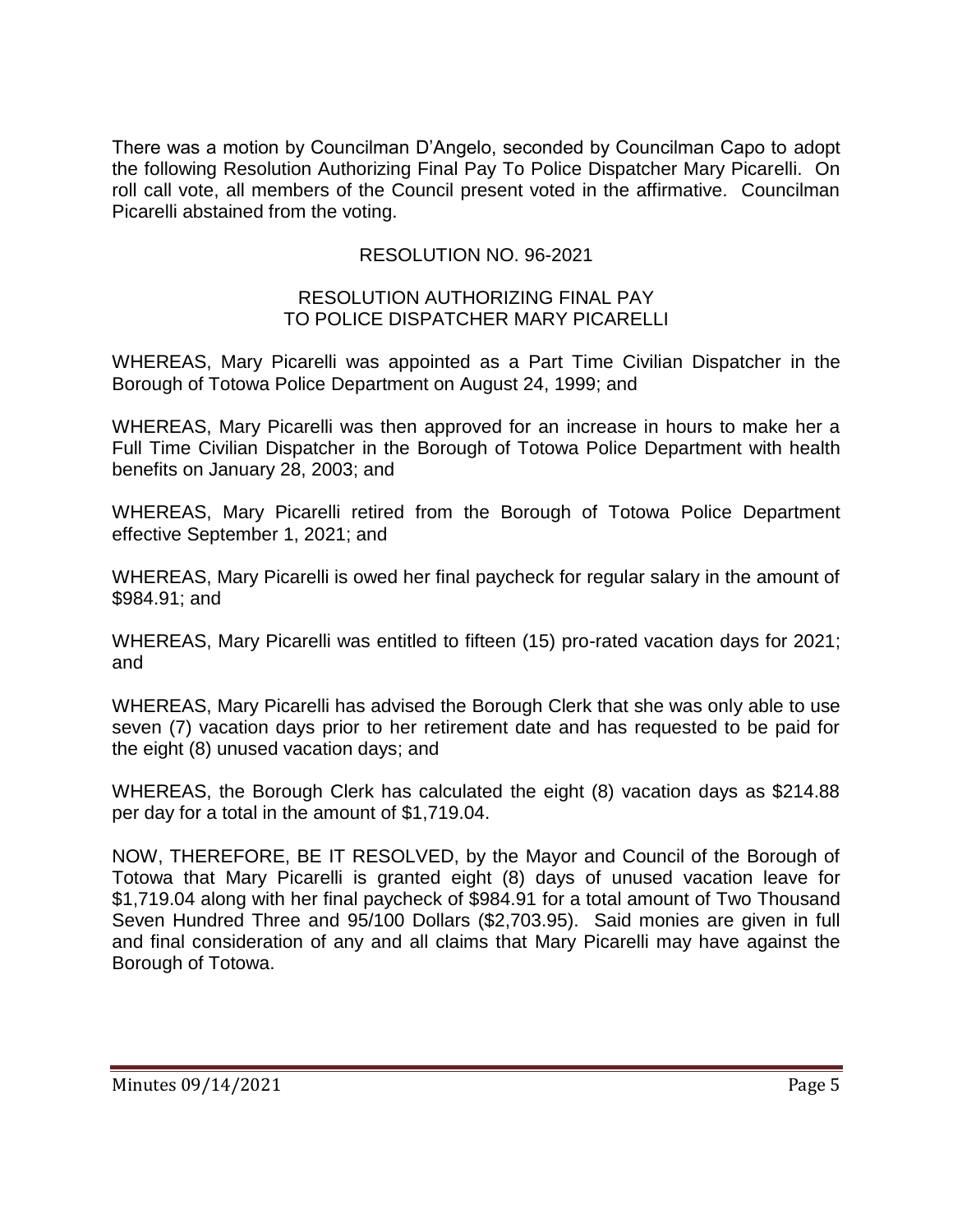There was a motion by Councilman D'Angelo, seconded by Councilman Capo to adopt the following Resolution Authorizing Final Pay To Police Dispatcher Mary Picarelli. On roll call vote, all members of the Council present voted in the affirmative. Councilman Picarelli abstained from the voting.

RESOLUTION NO. 96-2021

RESOLUTION AUTHORIZING FINAL PAY
TO POLICE DISPATCHER MARY PICARELLI

WHEREAS, Mary Picarelli was appointed as a Part Time Civilian Dispatcher in the Borough of Totowa Police Department on August 24, 1999; and

WHEREAS, Mary Picarelli was then approved for an increase in hours to make her a Full Time Civilian Dispatcher in the Borough of Totowa Police Department with health benefits on January 28, 2003; and

WHEREAS, Mary Picarelli retired from the Borough of Totowa Police Department effective September 1, 2021; and

WHEREAS, Mary Picarelli is owed her final paycheck for regular salary in the amount of $984.91; and

WHEREAS, Mary Picarelli was entitled to fifteen (15) pro-rated vacation days for 2021; and

WHEREAS, Mary Picarelli has advised the Borough Clerk that she was only able to use seven (7) vacation days prior to her retirement date and has requested to be paid for the eight (8) unused vacation days; and

WHEREAS, the Borough Clerk has calculated the eight (8) vacation days as $214.88 per day for a total in the amount of $1,719.04.

NOW, THEREFORE, BE IT RESOLVED, by the Mayor and Council of the Borough of Totowa that Mary Picarelli is granted eight (8) days of unused vacation leave for $1,719.04 along with her final paycheck of $984.91 for a total amount of Two Thousand Seven Hundred Three and 95/100 Dollars ($2,703.95). Said monies are given in full and final consideration of any and all claims that Mary Picarelli may have against the Borough of Totowa.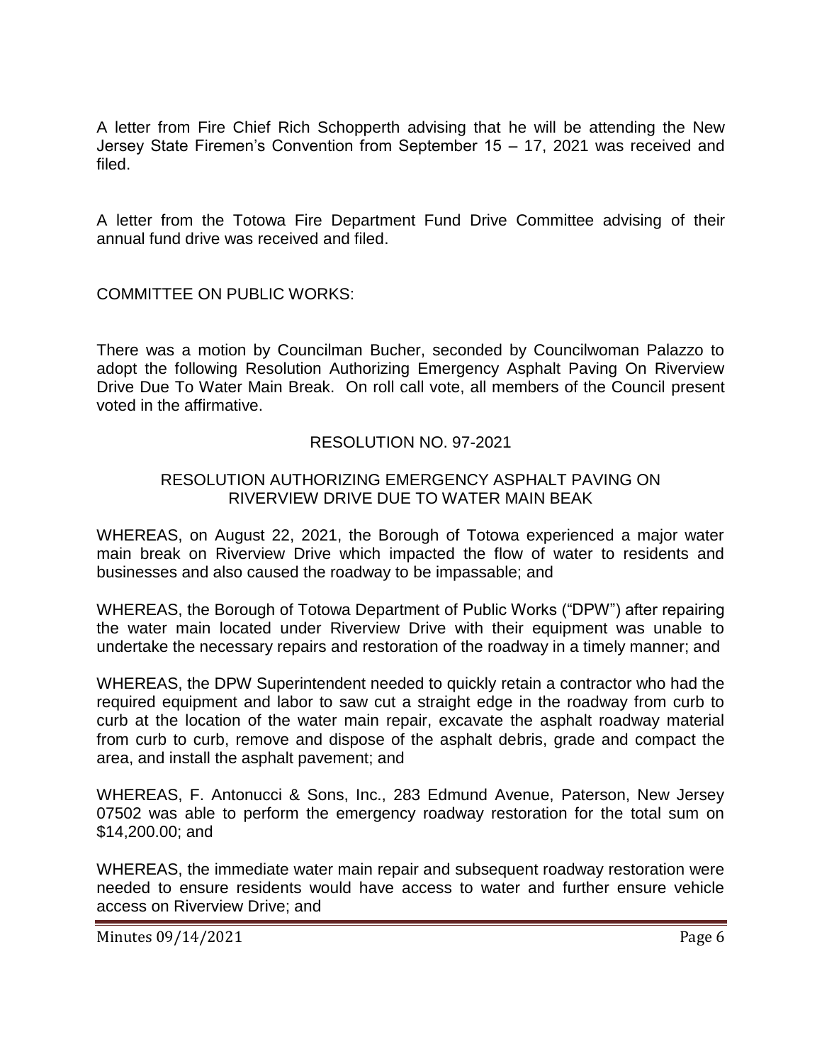A letter from Fire Chief Rich Schopperth advising that he will be attending the New Jersey State Firemen's Convention from September 15 – 17, 2021 was received and filed.

A letter from the Totowa Fire Department Fund Drive Committee advising of their annual fund drive was received and filed.

COMMITTEE ON PUBLIC WORKS:

There was a motion by Councilman Bucher, seconded by Councilwoman Palazzo to adopt the following Resolution Authorizing Emergency Asphalt Paving On Riverview Drive Due To Water Main Break. On roll call vote, all members of the Council present voted in the affirmative.

RESOLUTION NO. 97-2021

RESOLUTION AUTHORIZING EMERGENCY ASPHALT PAVING ON RIVERVIEW DRIVE DUE TO WATER MAIN BEAK

WHEREAS, on August 22, 2021, the Borough of Totowa experienced a major water main break on Riverview Drive which impacted the flow of water to residents and businesses and also caused the roadway to be impassable; and

WHEREAS, the Borough of Totowa Department of Public Works ("DPW") after repairing the water main located under Riverview Drive with their equipment was unable to undertake the necessary repairs and restoration of the roadway in a timely manner; and

WHEREAS, the DPW Superintendent needed to quickly retain a contractor who had the required equipment and labor to saw cut a straight edge in the roadway from curb to curb at the location of the water main repair, excavate the asphalt roadway material from curb to curb, remove and dispose of the asphalt debris, grade and compact the area, and install the asphalt pavement; and

WHEREAS, F. Antonucci & Sons, Inc., 283 Edmund Avenue, Paterson, New Jersey 07502 was able to perform the emergency roadway restoration for the total sum on $14,200.00; and

WHEREAS, the immediate water main repair and subsequent roadway restoration were needed to ensure residents would have access to water and further ensure vehicle access on Riverview Drive; and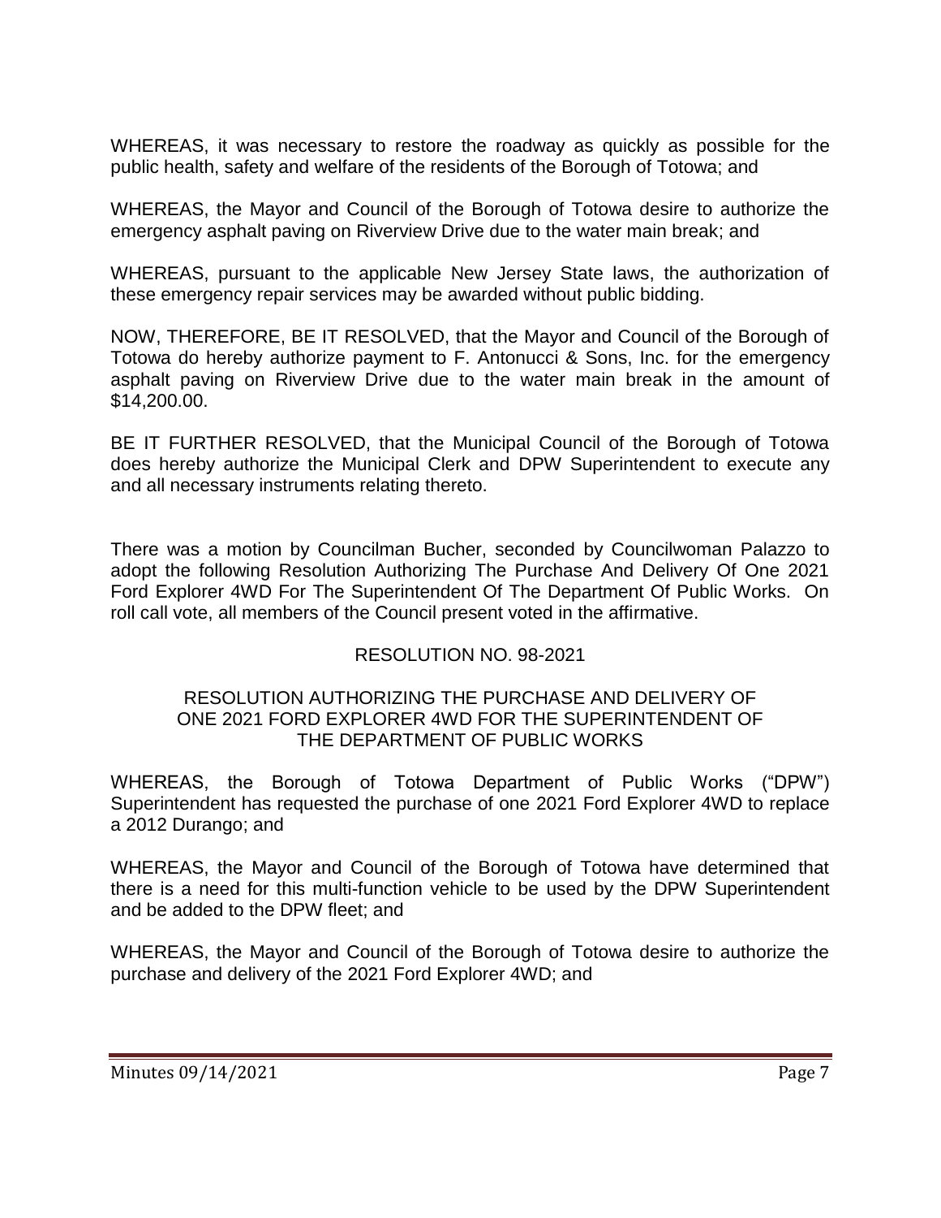WHEREAS, it was necessary to restore the roadway as quickly as possible for the public health, safety and welfare of the residents of the Borough of Totowa; and

WHEREAS, the Mayor and Council of the Borough of Totowa desire to authorize the emergency asphalt paving on Riverview Drive due to the water main break; and

WHEREAS, pursuant to the applicable New Jersey State laws, the authorization of these emergency repair services may be awarded without public bidding.

NOW, THEREFORE, BE IT RESOLVED, that the Mayor and Council of the Borough of Totowa do hereby authorize payment to F. Antonucci & Sons, Inc. for the emergency asphalt paving on Riverview Drive due to the water main break in the amount of $14,200.00.

BE IT FURTHER RESOLVED, that the Municipal Council of the Borough of Totowa does hereby authorize the Municipal Clerk and DPW Superintendent to execute any and all necessary instruments relating thereto.

There was a motion by Councilman Bucher, seconded by Councilwoman Palazzo to adopt the following Resolution Authorizing The Purchase And Delivery Of One 2021 Ford Explorer 4WD For The Superintendent Of The Department Of Public Works. On roll call vote, all members of the Council present voted in the affirmative.

RESOLUTION NO. 98-2021

RESOLUTION AUTHORIZING THE PURCHASE AND DELIVERY OF ONE 2021 FORD EXPLORER 4WD FOR THE SUPERINTENDENT OF THE DEPARTMENT OF PUBLIC WORKS

WHEREAS, the Borough of Totowa Department of Public Works ("DPW") Superintendent has requested the purchase of one 2021 Ford Explorer 4WD to replace a 2012 Durango; and

WHEREAS, the Mayor and Council of the Borough of Totowa have determined that there is a need for this multi-function vehicle to be used by the DPW Superintendent and be added to the DPW fleet; and

WHEREAS, the Mayor and Council of the Borough of Totowa desire to authorize the purchase and delivery of the 2021 Ford Explorer 4WD; and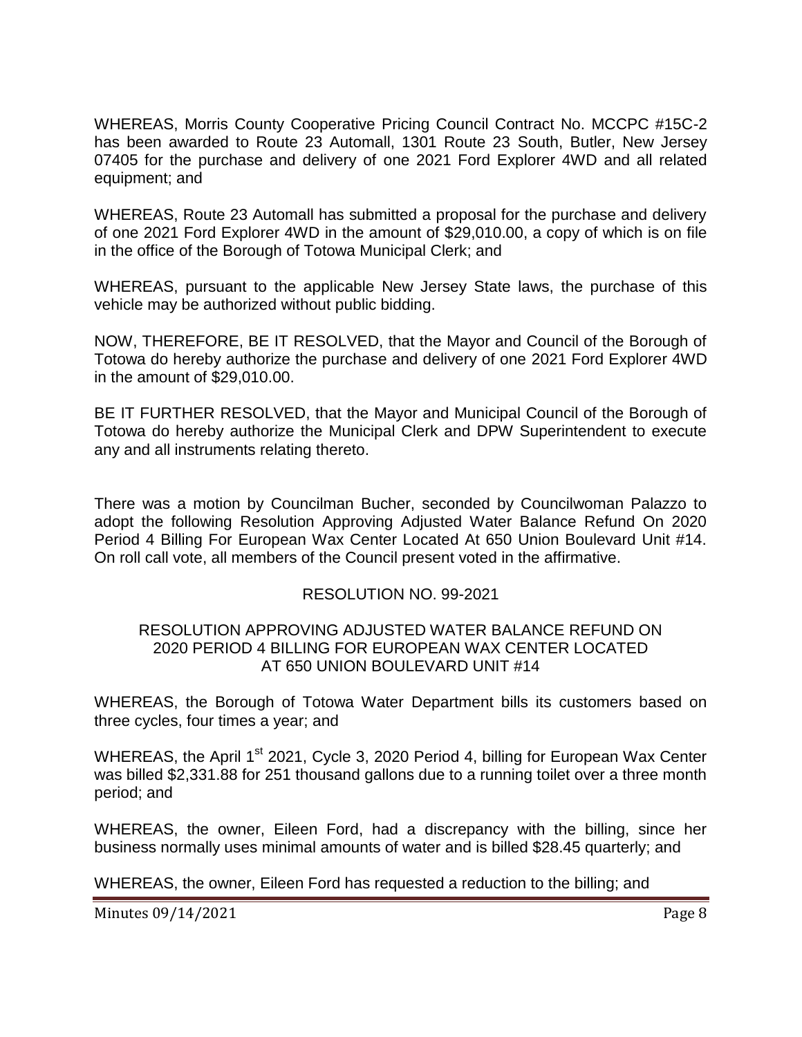WHEREAS, Morris County Cooperative Pricing Council Contract No. MCCPC #15C-2 has been awarded to Route 23 Automall, 1301 Route 23 South, Butler, New Jersey 07405 for the purchase and delivery of one 2021 Ford Explorer 4WD and all related equipment; and

WHEREAS, Route 23 Automall has submitted a proposal for the purchase and delivery of one 2021 Ford Explorer 4WD in the amount of $29,010.00, a copy of which is on file in the office of the Borough of Totowa Municipal Clerk; and

WHEREAS, pursuant to the applicable New Jersey State laws, the purchase of this vehicle may be authorized without public bidding.

NOW, THEREFORE, BE IT RESOLVED, that the Mayor and Council of the Borough of Totowa do hereby authorize the purchase and delivery of one 2021 Ford Explorer 4WD in the amount of $29,010.00.

BE IT FURTHER RESOLVED, that the Mayor and Municipal Council of the Borough of Totowa do hereby authorize the Municipal Clerk and DPW Superintendent to execute any and all instruments relating thereto.

There was a motion by Councilman Bucher, seconded by Councilwoman Palazzo to adopt the following Resolution Approving Adjusted Water Balance Refund On 2020 Period 4 Billing For European Wax Center Located At 650 Union Boulevard Unit #14. On roll call vote, all members of the Council present voted in the affirmative.

RESOLUTION NO. 99-2021

RESOLUTION APPROVING ADJUSTED WATER BALANCE REFUND ON 2020 PERIOD 4 BILLING FOR EUROPEAN WAX CENTER LOCATED AT 650 UNION BOULEVARD UNIT #14

WHEREAS, the Borough of Totowa Water Department bills its customers based on three cycles, four times a year; and

WHEREAS, the April 1st 2021, Cycle 3, 2020 Period 4, billing for European Wax Center was billed $2,331.88 for 251 thousand gallons due to a running toilet over a three month period; and

WHEREAS, the owner, Eileen Ford, had a discrepancy with the billing, since her business normally uses minimal amounts of water and is billed $28.45 quarterly; and

WHEREAS, the owner, Eileen Ford has requested a reduction to the billing; and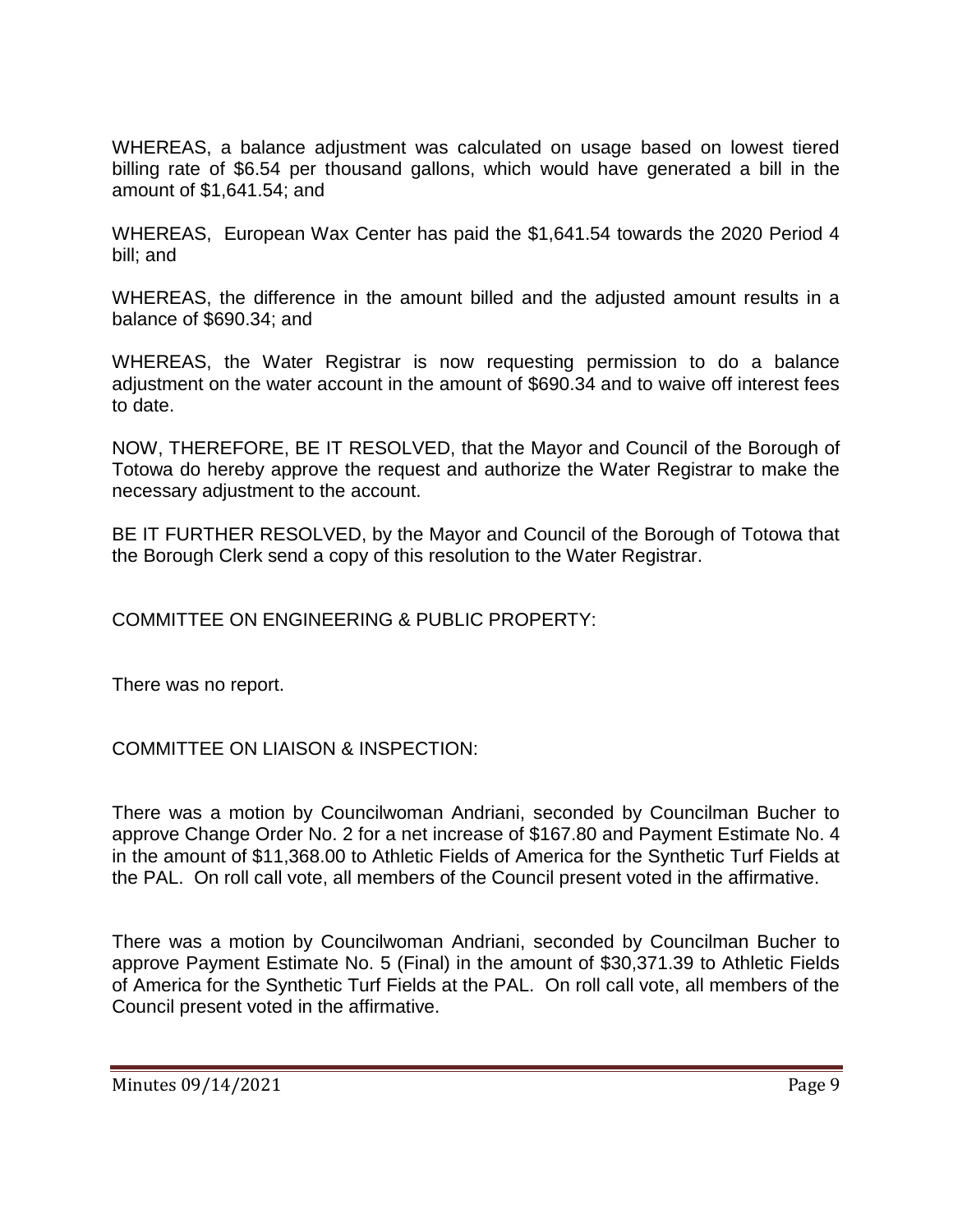WHEREAS, a balance adjustment was calculated on usage based on lowest tiered billing rate of $6.54 per thousand gallons, which would have generated a bill in the amount of $1,641.54; and

WHEREAS, European Wax Center has paid the $1,641.54 towards the 2020 Period 4 bill; and

WHEREAS, the difference in the amount billed and the adjusted amount results in a balance of $690.34; and

WHEREAS, the Water Registrar is now requesting permission to do a balance adjustment on the water account in the amount of $690.34 and to waive off interest fees to date.

NOW, THEREFORE, BE IT RESOLVED, that the Mayor and Council of the Borough of Totowa do hereby approve the request and authorize the Water Registrar to make the necessary adjustment to the account.

BE IT FURTHER RESOLVED, by the Mayor and Council of the Borough of Totowa that the Borough Clerk send a copy of this resolution to the Water Registrar.

COMMITTEE ON ENGINEERING & PUBLIC PROPERTY:

There was no report.

COMMITTEE ON LIAISON & INSPECTION:

There was a motion by Councilwoman Andriani, seconded by Councilman Bucher to approve Change Order No. 2 for a net increase of $167.80 and Payment Estimate No. 4 in the amount of $11,368.00 to Athletic Fields of America for the Synthetic Turf Fields at the PAL. On roll call vote, all members of the Council present voted in the affirmative.

There was a motion by Councilwoman Andriani, seconded by Councilman Bucher to approve Payment Estimate No. 5 (Final) in the amount of $30,371.39 to Athletic Fields of America for the Synthetic Turf Fields at the PAL. On roll call vote, all members of the Council present voted in the affirmative.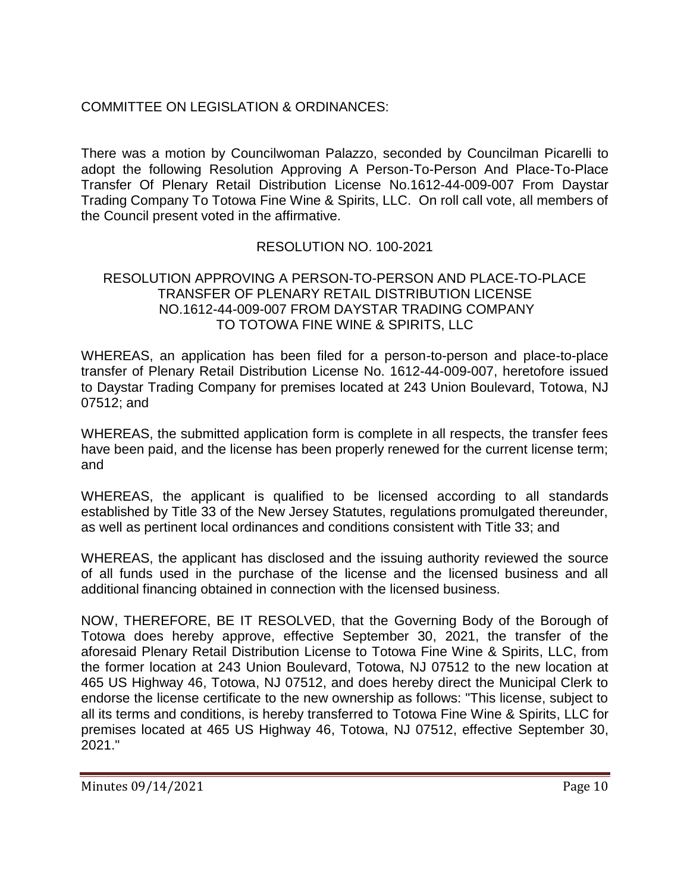COMMITTEE ON LEGISLATION & ORDINANCES:

There was a motion by Councilwoman Palazzo, seconded by Councilman Picarelli to adopt the following Resolution Approving A Person-To-Person And Place-To-Place Transfer Of Plenary Retail Distribution License No.1612-44-009-007 From Daystar Trading Company To Totowa Fine Wine & Spirits, LLC. On roll call vote, all members of the Council present voted in the affirmative.

RESOLUTION NO. 100-2021

RESOLUTION APPROVING A PERSON-TO-PERSON AND PLACE-TO-PLACE TRANSFER OF PLENARY RETAIL DISTRIBUTION LICENSE NO.1612-44-009-007 FROM DAYSTAR TRADING COMPANY TO TOTOWA FINE WINE & SPIRITS, LLC

WHEREAS, an application has been filed for a person-to-person and place-to-place transfer of Plenary Retail Distribution License No. 1612-44-009-007, heretofore issued to Daystar Trading Company for premises located at 243 Union Boulevard, Totowa, NJ 07512; and

WHEREAS, the submitted application form is complete in all respects, the transfer fees have been paid, and the license has been properly renewed for the current license term; and

WHEREAS, the applicant is qualified to be licensed according to all standards established by Title 33 of the New Jersey Statutes, regulations promulgated thereunder, as well as pertinent local ordinances and conditions consistent with Title 33; and

WHEREAS, the applicant has disclosed and the issuing authority reviewed the source of all funds used in the purchase of the license and the licensed business and all additional financing obtained in connection with the licensed business.

NOW, THEREFORE, BE IT RESOLVED, that the Governing Body of the Borough of Totowa does hereby approve, effective September 30, 2021, the transfer of the aforesaid Plenary Retail Distribution License to Totowa Fine Wine & Spirits, LLC, from the former location at 243 Union Boulevard, Totowa, NJ 07512 to the new location at 465 US Highway 46, Totowa, NJ 07512, and does hereby direct the Municipal Clerk to endorse the license certificate to the new ownership as follows: "This license, subject to all its terms and conditions, is hereby transferred to Totowa Fine Wine & Spirits, LLC for premises located at 465 US Highway 46, Totowa, NJ 07512, effective September 30, 2021."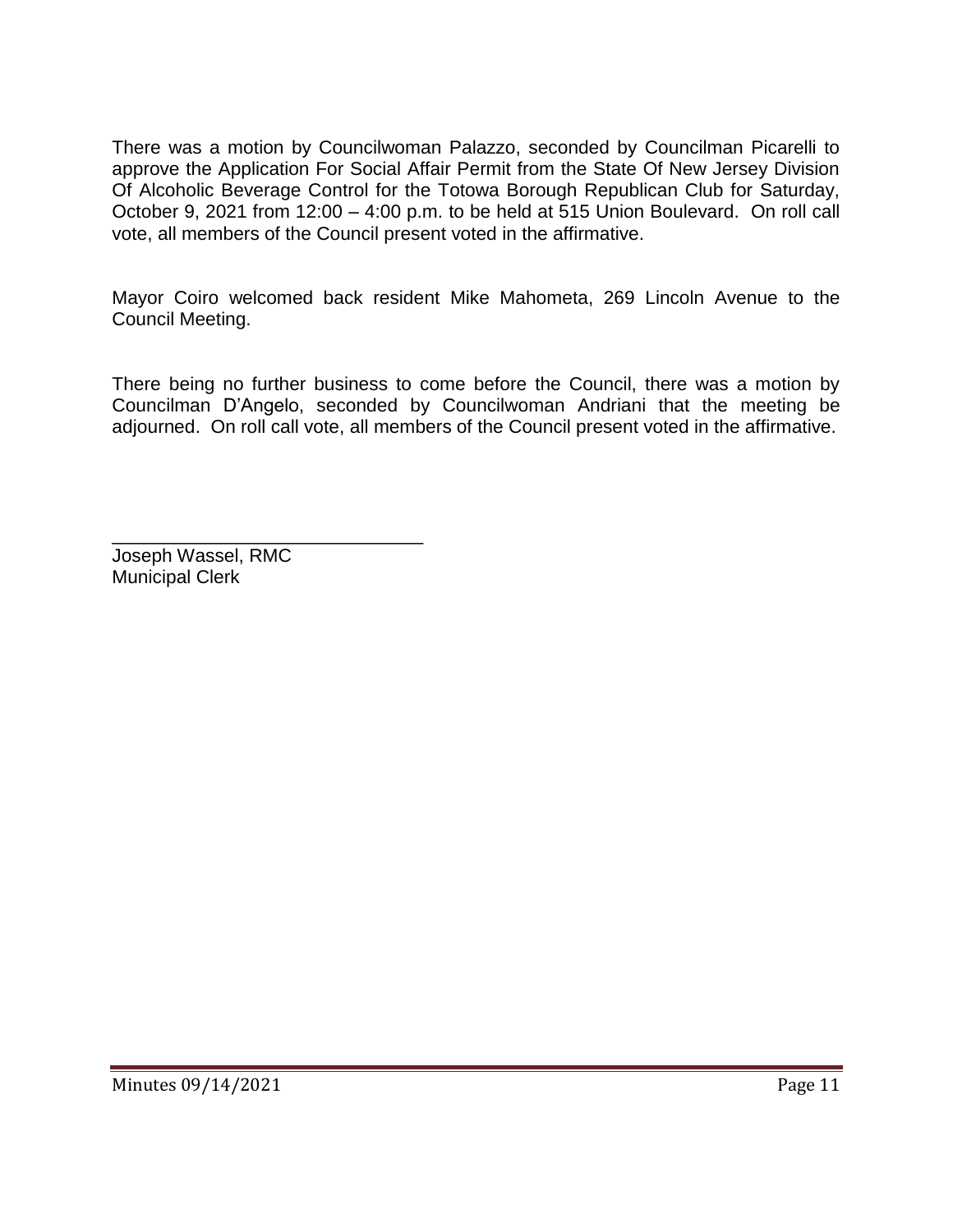There was a motion by Councilwoman Palazzo, seconded by Councilman Picarelli to approve the Application For Social Affair Permit from the State Of New Jersey Division Of Alcoholic Beverage Control for the Totowa Borough Republican Club for Saturday, October 9, 2021 from 12:00 – 4:00 p.m. to be held at 515 Union Boulevard. On roll call vote, all members of the Council present voted in the affirmative.

Mayor Coiro welcomed back resident Mike Mahometa, 269 Lincoln Avenue to the Council Meeting.

There being no further business to come before the Council, there was a motion by Councilman D'Angelo, seconded by Councilwoman Andriani that the meeting be adjourned. On roll call vote, all members of the Council present voted in the affirmative.

\_\_\_\_\_\_\_\_\_\_\_\_\_\_\_\_\_\_\_\_\_\_\_\_\_\_\_\_\_\_\_

Joseph Wassel, RMC
Municipal Clerk